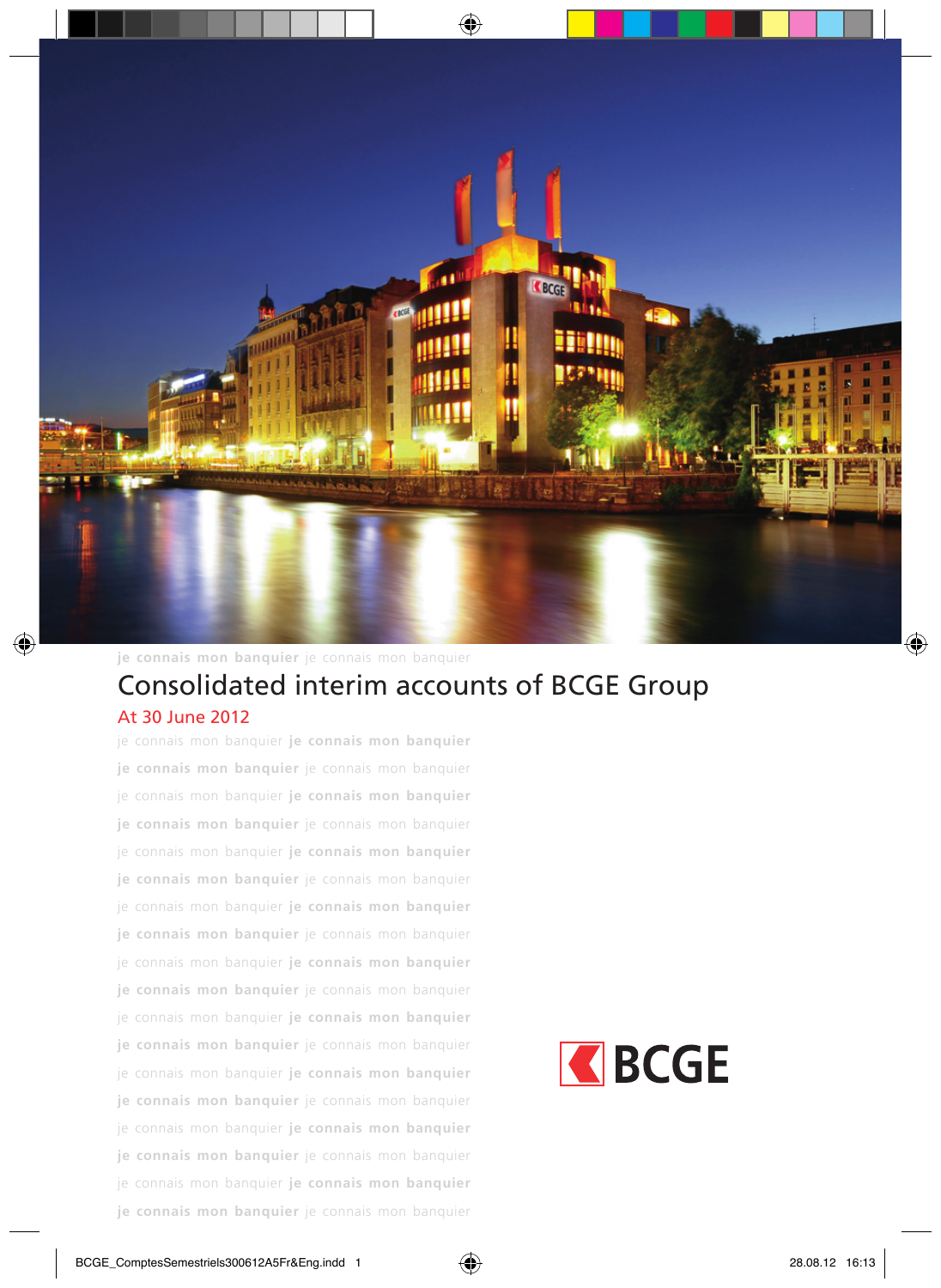je connais mon banquier je connais mon banquier

# Consolidated interim accounts of BCGE Group

## At 30 June 2012

je connais mon banquier je connais mon banquier
je connais mon banquier je connais mon banquier
je connais mon banquier je connais mon banquier
je connais mon banquier je connais mon banquier
je connais mon banquier je connais mon banquier
je connais mon banquier je connais mon banquier
je connais mon banquier je connais mon banquier
je connais mon banquier je connais mon banquier
je connais mon banquier je connais mon banquier
je connais mon banquier je connais mon banquier
je connais mon banquier je connais mon banquier
je connais mon banquier je connais mon banquier
je connais mon banquier je connais mon banquier
je connais mon banquier je connais mon banquier
je connais mon banquier je connais mon banquier
je connais mon banquier je connais mon banquier
je connais mon banquier je connais mon banquier
je connais mon banquier je connais mon banquier

BCGE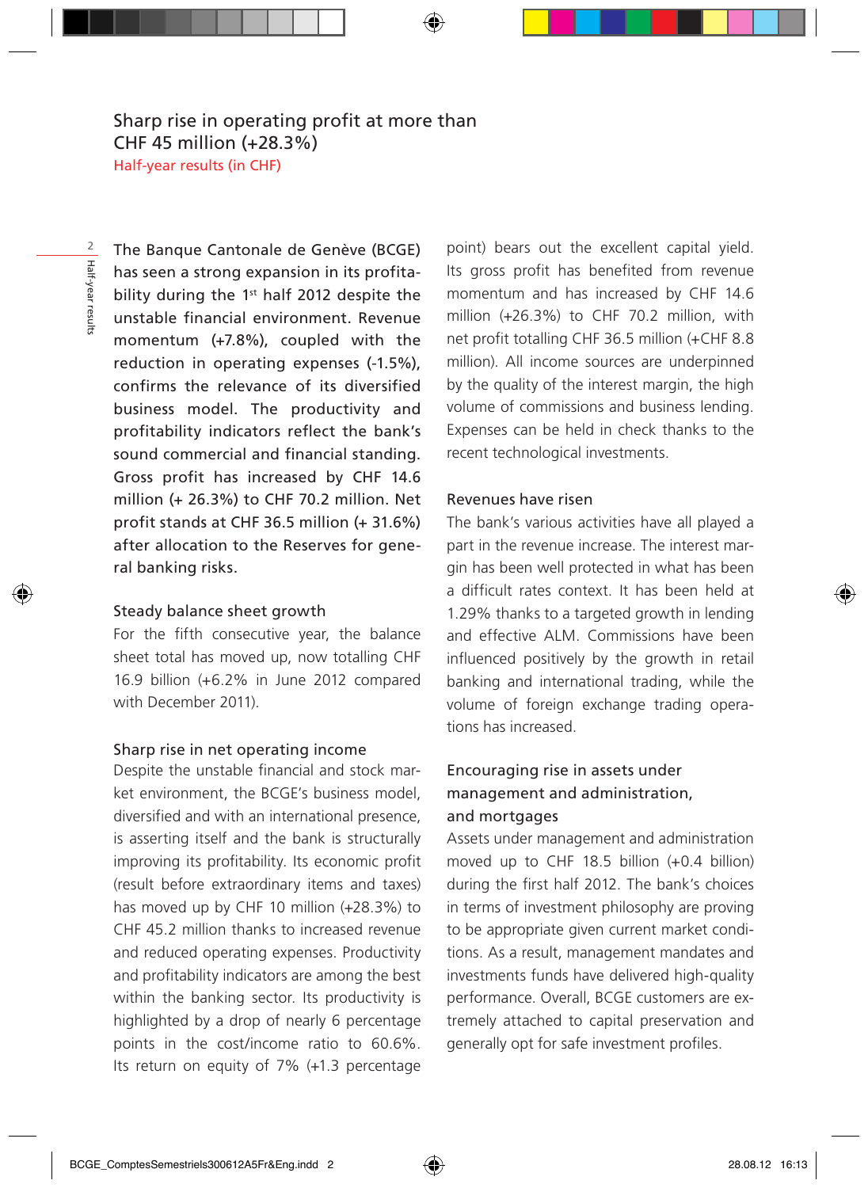# Sharp rise in operating profit at more than CHF 45 million (+28.3%)

## Half-year results (in CHF)

**The Banque Cantonale de Genève (BCGE) has seen a strong expansion in its profitability during the 1st half 2012 despite the unstable financial environment. Revenue momentum (+7.8%), coupled with the reduction in operating expenses (-1.5%), confirms the relevance of its diversified business model. The productivity and profitability indicators reflect the bank's sound commercial and financial standing. Gross profit has increased by CHF 14.6 million (+ 26.3%) to CHF 70.2 million. Net profit stands at CHF 36.5 million (+ 31.6%) after allocation to the Reserves for general banking risks.**

### Steady balance sheet growth

For the fifth consecutive year, the balance sheet total has moved up, now totalling CHF 16.9 billion (+6.2% in June 2012 compared with December 2011).

### Sharp rise in net operating income

Despite the unstable financial and stock market environment, the BCGE's business model, diversified and with an international presence, is asserting itself and the bank is structurally improving its profitability. Its economic profit (result before extraordinary items and taxes) has moved up by CHF 10 million (+28.3%) to CHF 45.2 million thanks to increased revenue and reduced operating expenses. Productivity and profitability indicators are among the best within the banking sector. Its productivity is highlighted by a drop of nearly 6 percentage points in the cost/income ratio to 60.6%. Its return on equity of 7% (+1.3 percentage point) bears out the excellent capital yield. Its gross profit has benefited from revenue momentum and has increased by CHF 14.6 million (+26.3%) to CHF 70.2 million, with net profit totalling CHF 36.5 million (+CHF 8.8 million). All income sources are underpinned by the quality of the interest margin, the high volume of commissions and business lending. Expenses can be held in check thanks to the recent technological investments.

### Revenues have risen

The bank's various activities have all played a part in the revenue increase. The interest margin has been well protected in what has been a difficult rates context. It has been held at 1.29% thanks to a targeted growth in lending and effective ALM. Commissions have been influenced positively by the growth in retail banking and international trading, while the volume of foreign exchange trading operations has increased.

### Encouraging rise in assets under management and administration, and mortgages

Assets under management and administration moved up to CHF 18.5 billion (+0.4 billion) during the first half 2012. The bank's choices in terms of investment philosophy are proving to be appropriate given current market conditions. As a result, management mandates and investments funds have delivered high-quality performance. Overall, BCGE customers are extremely attached to capital preservation and generally opt for safe investment profiles.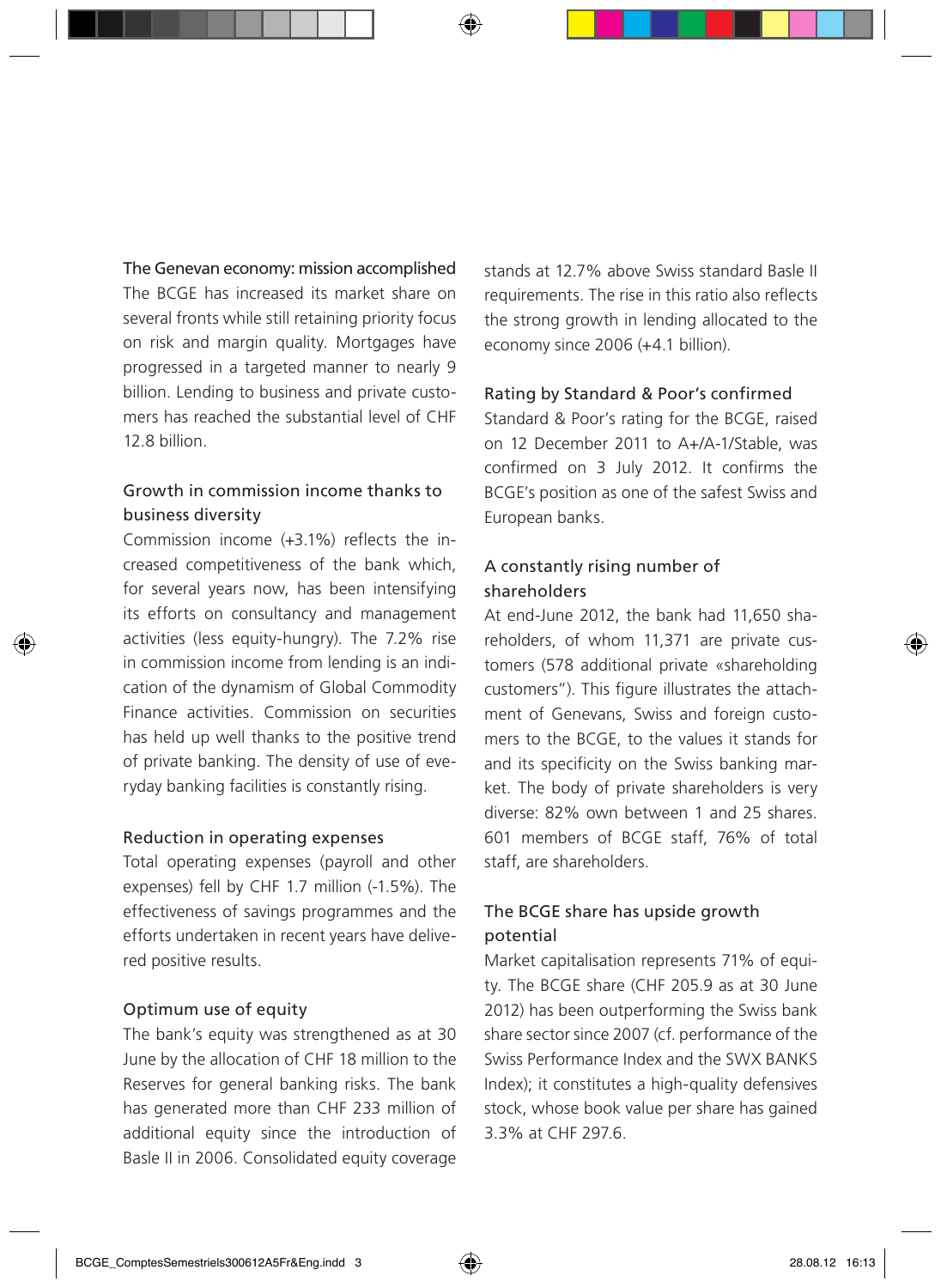## The Genevan economy: mission accomplished

The BCGE has increased its market share on several fronts while still retaining priority focus on risk and margin quality. Mortgages have progressed in a targeted manner to nearly 9 billion. Lending to business and private customers has reached the substantial level of CHF 12.8 billion.

## Growth in commission income thanks to business diversity

Commission income (+3.1%) reflects the increased competitiveness of the bank which, for several years now, has been intensifying its efforts on consultancy and management activities (less equity-hungry). The 7.2% rise in commission income from lending is an indication of the dynamism of Global Commodity Finance activities. Commission on securities has held up well thanks to the positive trend of private banking. The density of use of everyday banking facilities is constantly rising.

## Reduction in operating expenses

Total operating expenses (payroll and other expenses) fell by CHF 1.7 million (-1.5%). The effectiveness of savings programmes and the efforts undertaken in recent years have delivered positive results.

## Optimum use of equity

The bank's equity was strengthened as at 30 June by the allocation of CHF 18 million to the Reserves for general banking risks. The bank has generated more than CHF 233 million of additional equity since the introduction of Basle II in 2006. Consolidated equity coverage stands at 12.7% above Swiss standard Basle II requirements. The rise in this ratio also reflects the strong growth in lending allocated to the economy since 2006 (+4.1 billion).

## Rating by Standard & Poor's confirmed

Standard & Poor's rating for the BCGE, raised on 12 December 2011 to A+/A-1/Stable, was confirmed on 3 July 2012. It confirms the BCGE's position as one of the safest Swiss and European banks.

## A constantly rising number of shareholders

At end-June 2012, the bank had 11,650 shareholders, of whom 11,371 are private customers (578 additional private «shareholding customers"). This figure illustrates the attachment of Genevans, Swiss and foreign customers to the BCGE, to the values it stands for and its specificity on the Swiss banking market. The body of private shareholders is very diverse: 82% own between 1 and 25 shares. 601 members of BCGE staff, 76% of total staff, are shareholders.

## The BCGE share has upside growth potential

Market capitalisation represents 71% of equity. The BCGE share (CHF 205.9 as at 30 June 2012) has been outperforming the Swiss bank share sector since 2007 (cf. performance of the Swiss Performance Index and the SWX BANKS Index); it constitutes a high-quality defensives stock, whose book value per share has gained 3.3% at CHF 297.6.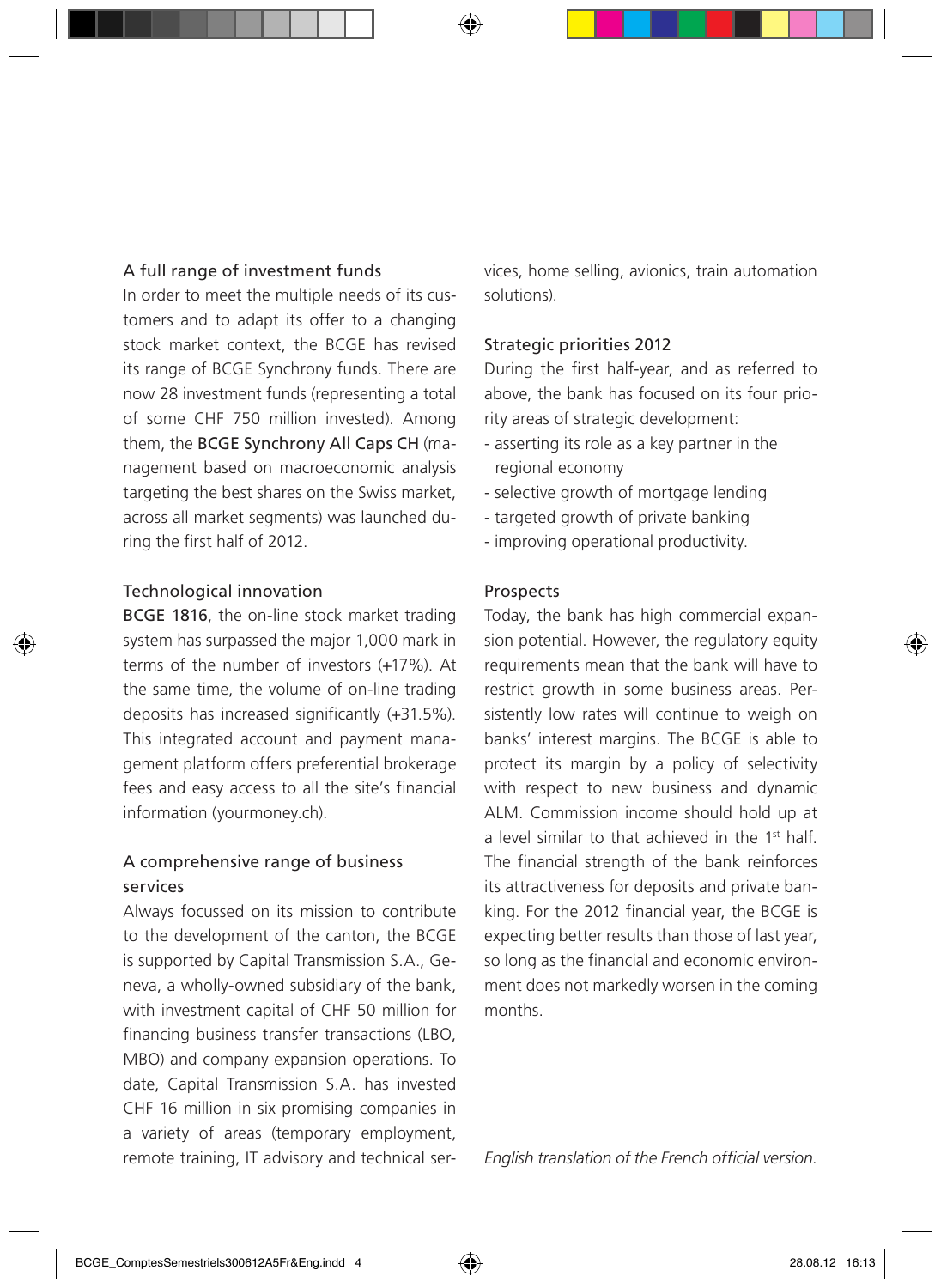## A full range of investment funds

In order to meet the multiple needs of its customers and to adapt its offer to a changing stock market context, the BCGE has revised its range of BCGE Synchrony funds. There are now 28 investment funds (representing a total of some CHF 750 million invested). Among them, the **BCGE Synchrony All Caps CH** (management based on macroeconomic analysis targeting the best shares on the Swiss market, across all market segments) was launched during the first half of 2012.

## Technological innovation

**BCGE 1816**, the on-line stock market trading system has surpassed the major 1,000 mark in terms of the number of investors (+17%). At the same time, the volume of on-line trading deposits has increased significantly (+31.5%). This integrated account and payment management platform offers preferential brokerage fees and easy access to all the site's financial information (yourmoney.ch).

## A comprehensive range of business services

Always focussed on its mission to contribute to the development of the canton, the BCGE is supported by Capital Transmission S.A., Geneva, a wholly-owned subsidiary of the bank, with investment capital of CHF 50 million for financing business transfer transactions (LBO, MBO) and company expansion operations. To date, Capital Transmission S.A. has invested CHF 16 million in six promising companies in a variety of areas (temporary employment, remote training, IT advisory and technical services, home selling, avionics, train automation solutions).

## Strategic priorities 2012

During the first half-year, and as referred to above, the bank has focused on its four priority areas of strategic development:

- asserting its role as a key partner in the regional economy
- selective growth of mortgage lending
- targeted growth of private banking
- improving operational productivity.

## Prospects

Today, the bank has high commercial expansion potential. However, the regulatory equity requirements mean that the bank will have to restrict growth in some business areas. Persistently low rates will continue to weigh on banks' interest margins. The BCGE is able to protect its margin by a policy of selectivity with respect to new business and dynamic ALM. Commission income should hold up at a level similar to that achieved in the 1st half. The financial strength of the bank reinforces its attractiveness for deposits and private banking. For the 2012 financial year, the BCGE is expecting better results than those of last year, so long as the financial and economic environment does not markedly worsen in the coming months.

*English translation of the French official version.*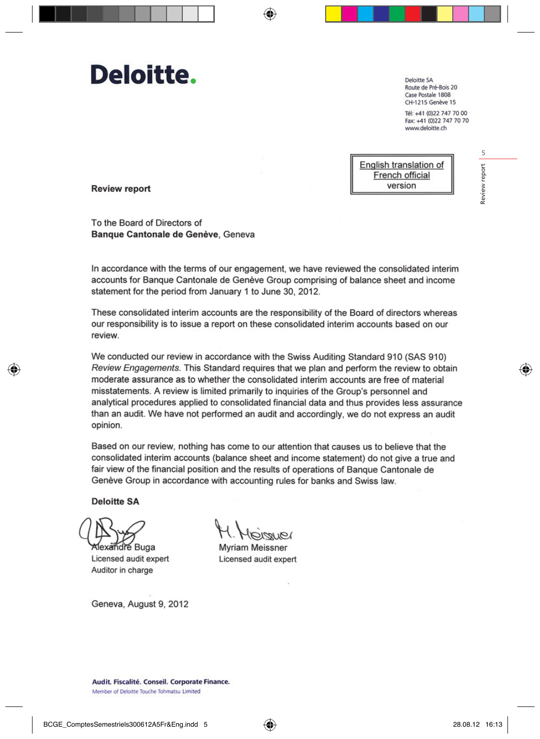**Deloitte.**

Deloitte SA
Route de Pré-Bois 20
Case Postale 1808
CH-1215 Genève 15

Tél: +41 (0)22 747 70 00
Fax: +41 (0)22 747 70 70
www.deloitte.ch

English translation of French official version

## Review report

To the Board of Directors of
**Banque Cantonale de Genève**, Geneva

In accordance with the terms of our engagement, we have reviewed the consolidated interim accounts for Banque Cantonale de Genève Group comprising of balance sheet and income statement for the period from January 1 to June 30, 2012.

These consolidated interim accounts are the responsibility of the Board of directors whereas our responsibility is to issue a report on these consolidated interim accounts based on our review.

We conducted our review in accordance with the Swiss Auditing Standard 910 (SAS 910) *Review Engagements*. This Standard requires that we plan and perform the review to obtain moderate assurance as to whether the consolidated interim accounts are free of material misstatements. A review is limited primarily to inquiries of the Group's personnel and analytical procedures applied to consolidated financial data and thus provides less assurance than an audit. We have not performed an audit and accordingly, we do not express an audit opinion.

Based on our review, nothing has come to our attention that causes us to believe that the consolidated interim accounts (balance sheet and income statement) do not give a true and fair view of the financial position and the results of operations of Banque Cantonale de Genève Group in accordance with accounting rules for banks and Swiss law.

**Deloitte SA**

Alexandre Buga
Licensed audit expert
Auditor in charge

Myriam Meissner
Licensed audit expert

Geneva, August 9, 2012

**Audit. Fiscalité. Conseil. Corporate Finance.**
Member of Deloitte Touche Tohmatsu Limited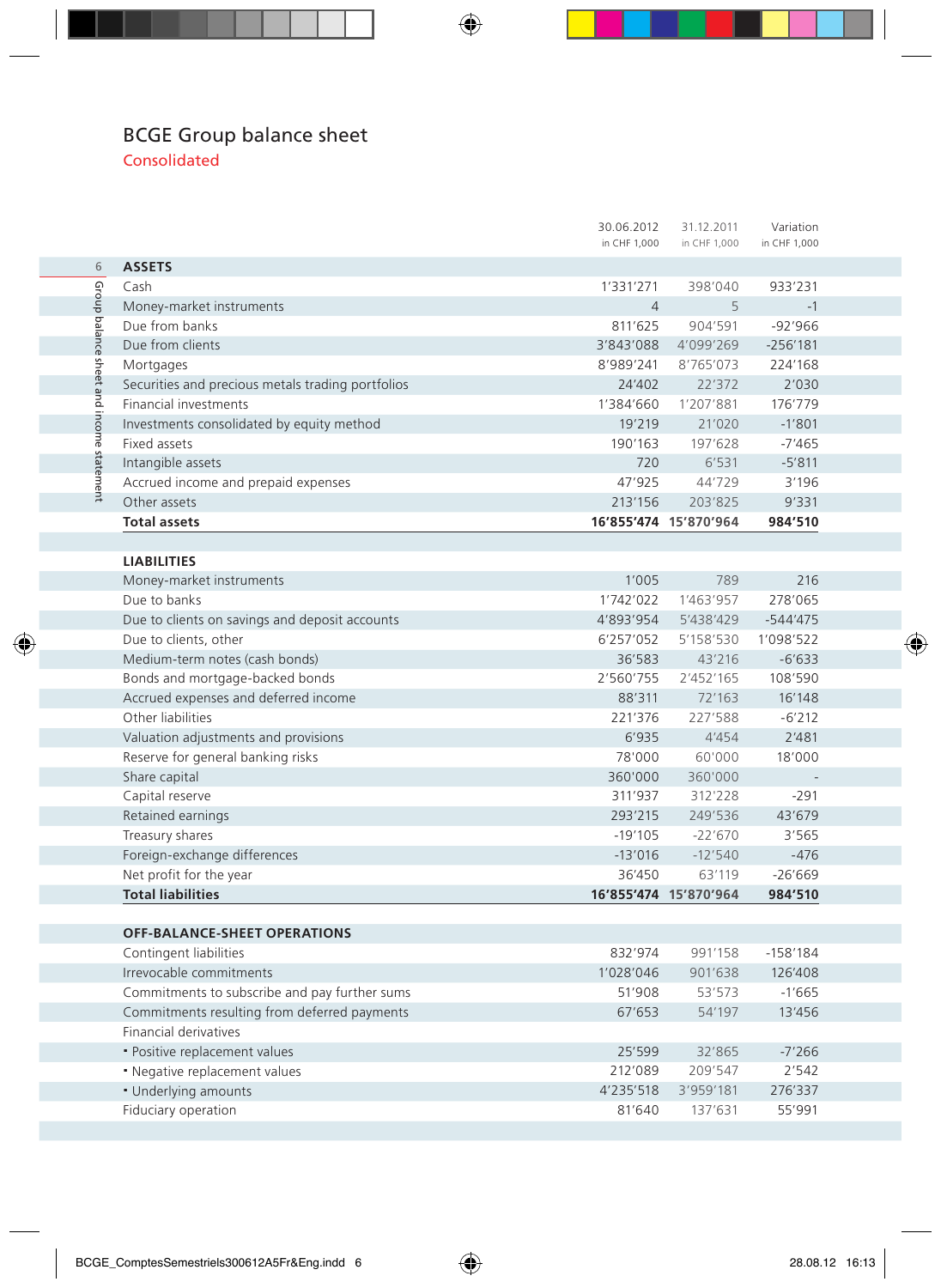# BCGE Group balance sheet

## Consolidated

| | 30.06.2012 in CHF 1,000 | 31.12.2011 in CHF 1,000 | Variation in CHF 1,000 |
|---|---|---|---|
| **ASSETS** | | | |
| Cash | 1'331'271 | 398'040 | 933'231 |
| Money-market instruments | 4 | 5 | -1 |
| Due from banks | 811'625 | 904'591 | -92'966 |
| Due from clients | 3'843'088 | 4'099'269 | -256'181 |
| Mortgages | 8'989'241 | 8'765'073 | 224'168 |
| Securities and precious metals trading portfolios | 24'402 | 22'372 | 2'030 |
| Financial investments | 1'384'660 | 1'207'881 | 176'779 |
| Investments consolidated by equity method | 19'219 | 21'020 | -1'801 |
| Fixed assets | 190'163 | 197'628 | -7'465 |
| Intangible assets | 720 | 6'531 | -5'811 |
| Accrued income and prepaid expenses | 47'925 | 44'729 | 3'196 |
| Other assets | 213'156 | 203'825 | 9'331 |
| **Total assets** | **16'855'474** | **15'870'964** | **984'510** |
| | | | |
| **LIABILITIES** | | | |
| Money-market instruments | 1'005 | 789 | 216 |
| Due to banks | 1'742'022 | 1'463'957 | 278'065 |
| Due to clients on savings and deposit accounts | 4'893'954 | 5'438'429 | -544'475 |
| Due to clients, other | 6'257'052 | 5'158'530 | 1'098'522 |
| Medium-term notes (cash bonds) | 36'583 | 43'216 | -6'633 |
| Bonds and mortgage-backed bonds | 2'560'755 | 2'452'165 | 108'590 |
| Accrued expenses and deferred income | 88'311 | 72'163 | 16'148 |
| Other liabilities | 221'376 | 227'588 | -6'212 |
| Valuation adjustments and provisions | 6'935 | 4'454 | 2'481 |
| Reserve for general banking risks | 78'000 | 60'000 | 18'000 |
| Share capital | 360'000 | 360'000 | - |
| Capital reserve | 311'937 | 312'228 | -291 |
| Retained earnings | 293'215 | 249'536 | 43'679 |
| Treasury shares | -19'105 | -22'670 | 3'565 |
| Foreign-exchange differences | -13'016 | -12'540 | -476 |
| Net profit for the year | 36'450 | 63'119 | -26'669 |
| **Total liabilities** | **16'855'474** | **15'870'964** | **984'510** |
| | | | |
| **OFF-BALANCE-SHEET OPERATIONS** | | | |
| Contingent liabilities | 832'974 | 991'158 | -158'184 |
| Irrevocable commitments | 1'028'046 | 901'638 | 126'408 |
| Commitments to subscribe and pay further sums | 51'908 | 53'573 | -1'665 |
| Commitments resulting from deferred payments | 67'653 | 54'197 | 13'456 |
| Financial derivatives | | | |
| • Positive replacement values | 25'599 | 32'865 | -7'266 |
| • Negative replacement values | 212'089 | 209'547 | 2'542 |
| • Underlying amounts | 4'235'518 | 3'959'181 | 276'337 |
| Fiduciary operation | 81'640 | 137'631 | 55'991 |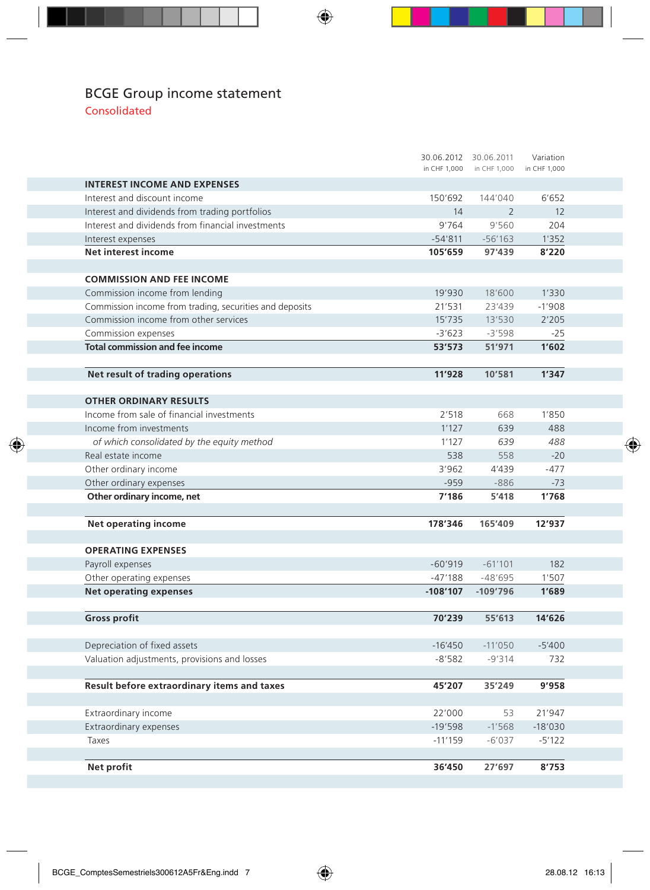# BCGE Group income statement

## Consolidated

| | 30.06.2012<br>in CHF 1,000 | 30.06.2011<br>in CHF 1,000 | Variation<br>in CHF 1,000 |
|---|---|---|---|
| **INTEREST INCOME AND EXPENSES** | | | |
| Interest and discount income | 150'692 | 144'040 | 6'652 |
| Interest and dividends from trading portfolios | 14 | 2 | 12 |
| Interest and dividends from financial investments | 9'764 | 9'560 | 204 |
| Interest expenses | -54'811 | -56'163 | 1'352 |
| **Net interest income** | **105'659** | **97'439** | **8'220** |
| | | | |
| **COMMISSION AND FEE INCOME** | | | |
| Commission income from lending | 19'930 | 18'600 | 1'330 |
| Commission income from trading, securities and deposits | 21'531 | 23'439 | -1'908 |
| Commission income from other services | 15'735 | 13'530 | 2'205 |
| Commission expenses | -3'623 | -3'598 | -25 |
| **Total commission and fee income** | **53'573** | **51'971** | **1'602** |
| | | | |
| **Net result of trading operations** | **11'928** | **10'581** | **1'347** |
| | | | |
| **OTHER ORDINARY RESULTS** | | | |
| Income from sale of financial investments | 2'518 | 668 | 1'850 |
| Income from investments | 1'127 | 639 | 488 |
| *of which consolidated by the equity method* | *1'127* | *639* | *488* |
| Real estate income | 538 | 558 | -20 |
| Other ordinary income | 3'962 | 4'439 | -477 |
| Other ordinary expenses | -959 | -886 | -73 |
| **Other ordinary income, net** | **7'186** | **5'418** | **1'768** |
| | | | |
| **Net operating income** | **178'346** | **165'409** | **12'937** |
| | | | |
| **OPERATING EXPENSES** | | | |
| Payroll expenses | -60'919 | -61'101 | 182 |
| Other operating expenses | -47'188 | -48'695 | 1'507 |
| **Net operating expenses** | **-108'107** | **-109'796** | **1'689** |
| | | | |
| **Gross profit** | **70'239** | **55'613** | **14'626** |
| | | | |
| Depreciation of fixed assets | -16'450 | -11'050 | -5'400 |
| Valuation adjustments, provisions and losses | -8'582 | -9'314 | 732 |
| | | | |
| **Result before extraordinary items and taxes** | **45'207** | **35'249** | **9'958** |
| | | | |
| Extraordinary income | 22'000 | 53 | 21'947 |
| Extraordinary expenses | -19'598 | -1'568 | -18'030 |
| Taxes | -11'159 | -6'037 | -5'122 |
| | | | |
| **Net profit** | **36'450** | **27'697** | **8'753** |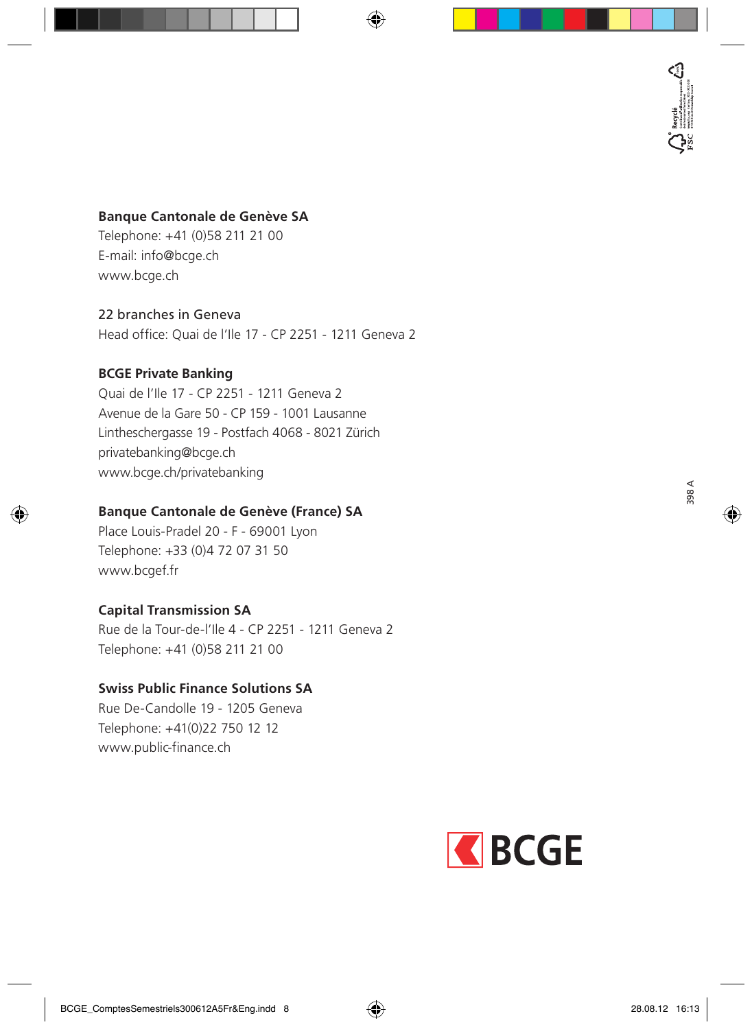**Banque Cantonale de Genève SA**
Telephone: +41 (0)58 211 21 00
E-mail: info@bcge.ch
www.bcge.ch

22 branches in Geneva
Head office: Quai de l'Ile 17 - CP 2251 - 1211 Geneva 2

**BCGE Private Banking**
Quai de l'Ile 17 - CP 2251 - 1211 Geneva 2
Avenue de la Gare 50 - CP 159 - 1001 Lausanne
Lintheschergasse 19 - Postfach 4068 - 8021 Zürich
privatebanking@bcge.ch
www.bcge.ch/privatebanking

**Banque Cantonale de Genève (France) SA**
Place Louis-Pradel 20 - F - 69001 Lyon
Telephone: +33 (0)4 72 07 31 50
www.bcgef.fr

**Capital Transmission SA**
Rue de la Tour-de-l'Ile 4 - CP 2251 - 1211 Geneva 2
Telephone: +41 (0)58 211 21 00

**Swiss Public Finance Solutions SA**
Rue De-Candolle 19 - 1205 Geneva
Telephone: +41(0)22 750 12 12
www.public-finance.ch

BCGE

398 A